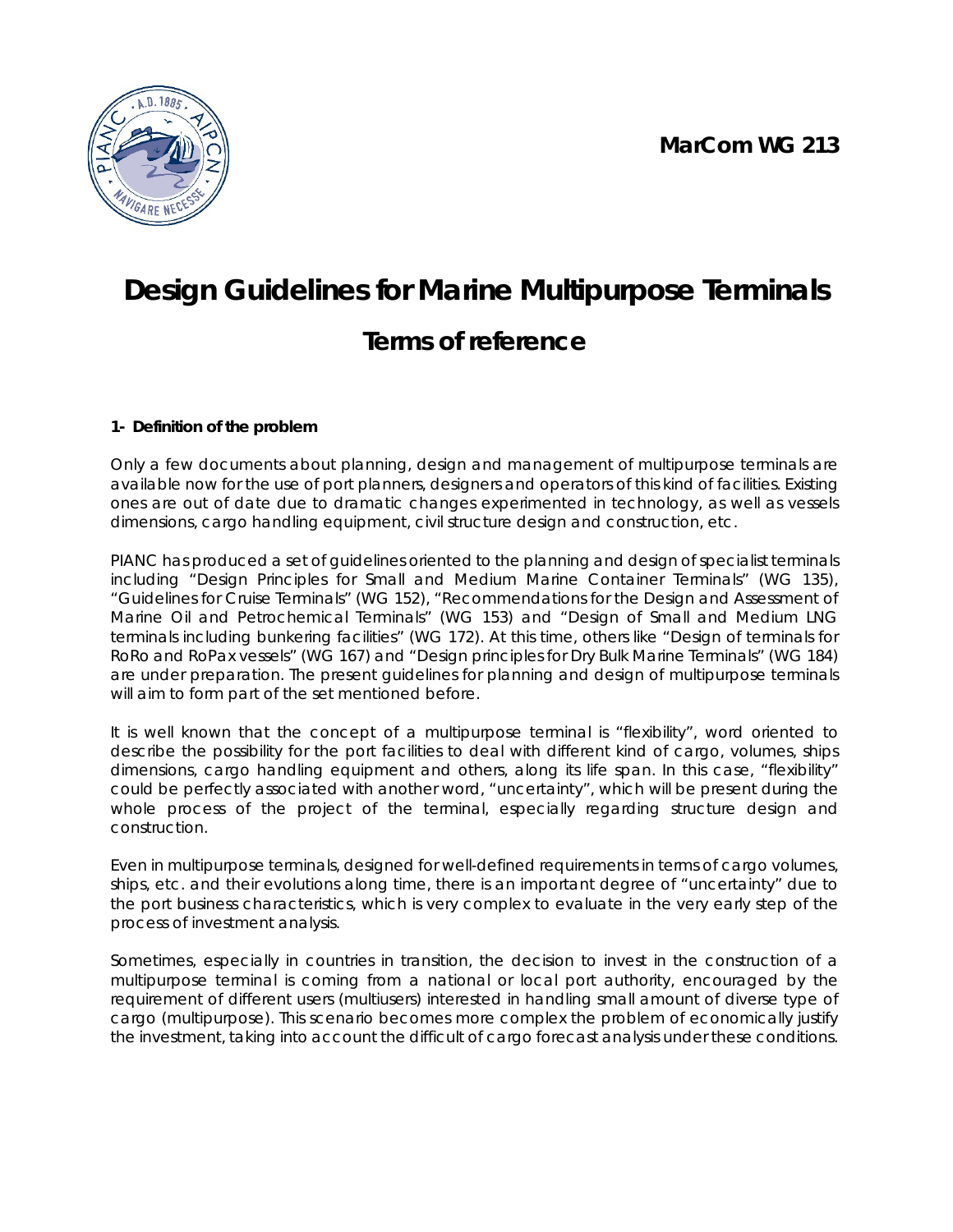**MarCom WG 213**

# Design Guidelines for Marine Multipurpose Terminals

## Terms of reference

**1- Definition of the problem**

Only a few documents about planning, design and management of multipurpose terminals are available now for the use of port planners, designers and operators of this kind of facilities. Existing ones are out of date due to dramatic changes experimented in technology, as well as vessels dimensions, cargo handling equipment, civil structure design and construction, etc.

PIANC has produced a set of guidelines oriented to the planning and design of specialist terminals including "Design Principles for Small and Medium Marine Container Terminals" (WG 135), "Guidelines for Cruise Terminals" (WG 152), "Recommendations for the Design and Assessment of Marine Oil and Petrochemical Terminals" (WG 153) and "Design of Small and Medium LNG terminals including bunkering facilities" (WG 172). At this time, others like "Design of terminals for RoRo and RoPax vessels" (WG 167) and "Design principles for Dry Bulk Marine Terminals" (WG 184) are under preparation. The present guidelines for planning and design of multipurpose terminals will aim to form part of the set mentioned before.

It is well known that the concept of a multipurpose terminal is "flexibility", word oriented to describe the possibility for the port facilities to deal with different kind of cargo, volumes, ships dimensions, cargo handling equipment and others, along its life span. In this case, "flexibility" could be perfectly associated with another word, "uncertainty", which will be present during the whole process of the project of the terminal, especially regarding structure design and construction.

Even in multipurpose terminals, designed for well-defined requirements in terms of cargo volumes, ships, etc. and their evolutions along time, there is an important degree of "uncertainty" due to the port business characteristics, which is very complex to evaluate in the very early step of the process of investment analysis.

Sometimes, especially in countries in transition, the decision to invest in the construction of a multipurpose terminal is coming from a national or local port authority, encouraged by the requirement of different users (multiusers) interested in handling small amount of diverse type of cargo (multipurpose). This scenario becomes more complex the problem of economically justify the investment, taking into account the difficult of cargo forecast analysis under these conditions.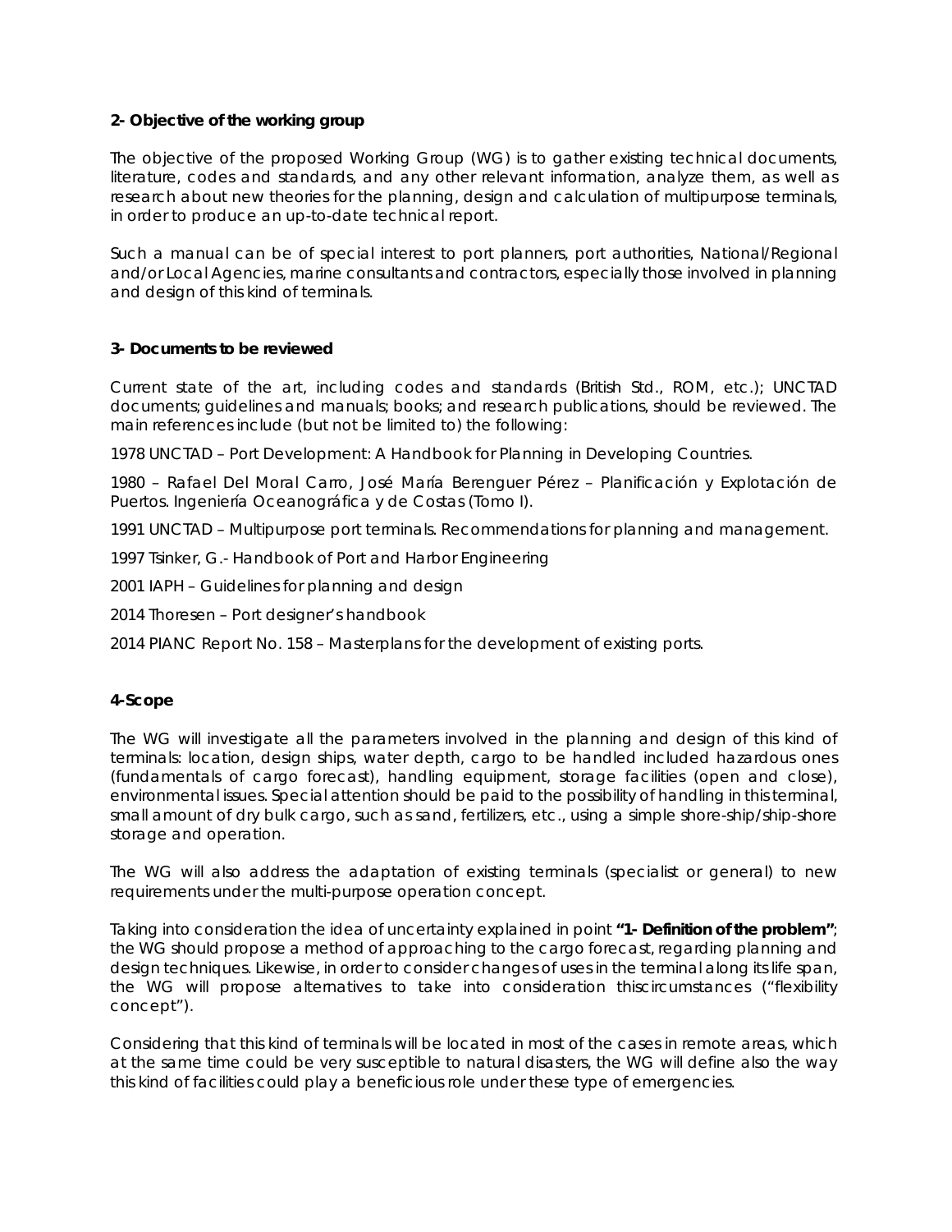**2- Objective of the working group**

The objective of the proposed Working Group (WG) is to gather existing technical documents, literature, codes and standards, and any other relevant information, analyze them, as well as research about new theories for the planning, design and calculation of multipurpose terminals, in order to produce an up-to-date technical report.

Such a manual can be of special interest to port planners, port authorities, National/Regional and/or Local Agencies, marine consultants and contractors, especially those involved in planning and design of this kind of terminals.

**3- Documents to be reviewed**

Current state of the art, including codes and standards (British Std., ROM, etc.); UNCTAD documents; guidelines and manuals; books; and research publications, should be reviewed. The main references include (but not be limited to) the following:

1978 UNCTAD – Port Development: A Handbook for Planning in Developing Countries.

1980 – Rafael Del Moral Carro, José María Berenguer Pérez – Planificación y Explotación de Puertos. Ingeniería Oceanográfica y de Costas (Tomo I).

1991 UNCTAD – Multipurpose port terminals. Recommendations for planning and management.

1997 Tsinker, G.- Handbook of Port and Harbor Engineering

2001 IAPH – Guidelines for planning and design

2014 Thoresen – Port designer's handbook

2014 PIANC Report No. 158 – Masterplans for the development of existing ports.

**4-Scope**

The WG will investigate all the parameters involved in the planning and design of this kind of terminals: location, design ships, water depth, cargo to be handled included hazardous ones (fundamentals of cargo forecast), handling equipment, storage facilities (open and close), environmental issues. Special attention should be paid to the possibility of handling in this terminal, small amount of dry bulk cargo, such as sand, fertilizers, etc., using a simple shore-ship/ship-shore storage and operation.

The WG will also address the adaptation of existing terminals (specialist or general) to new requirements under the multi-purpose operation concept.

Taking into consideration the idea of uncertainty explained in point **"1- Definition of the problem"**; the WG should propose a method of approaching to the cargo forecast, regarding planning and design techniques. Likewise, in order to consider changes of uses in the terminal along its life span, the WG will propose alternatives to take into consideration thiscircumstances ("flexibility concept").

Considering that this kind of terminals will be located in most of the cases in remote areas, which at the same time could be very susceptible to natural disasters, the WG will define also the way this kind of facilities could play a beneficious role under these type of emergencies.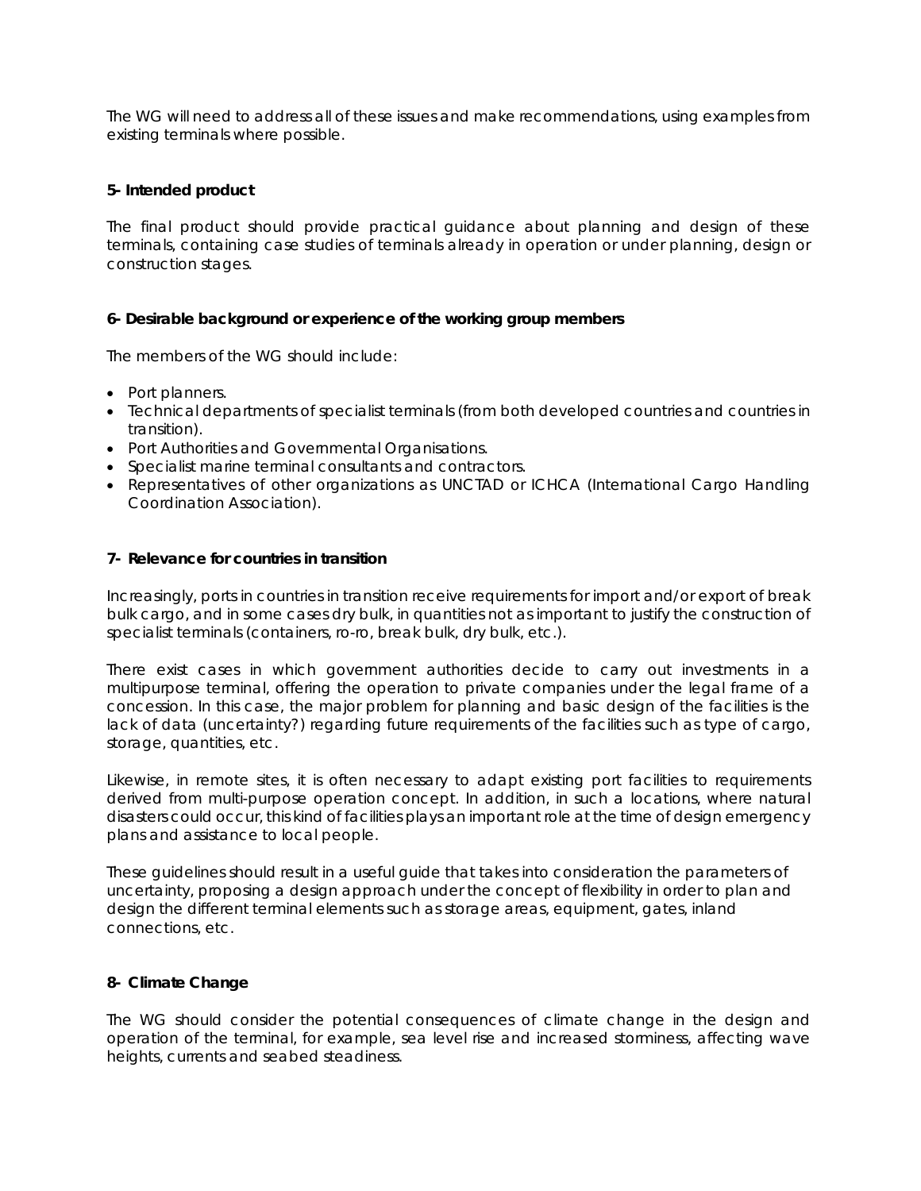The WG will need to address all of these issues and make recommendations, using examples from existing terminals where possible.

**5- Intended product**

The final product should provide practical guidance about planning and design of these terminals, containing case studies of terminals already in operation or under planning, design or construction stages.

**6- Desirable background or experience of the working group members**

The members of the WG should include:

- Port planners.
- Technical departments of specialist terminals (from both developed countries and countries in transition).
- Port Authorities and Governmental Organisations.
- Specialist marine terminal consultants and contractors.
- Representatives of other organizations as UNCTAD or ICHCA (International Cargo Handling Coordination Association).

**7- Relevance for countries in transition**

Increasingly, ports in countries in transition receive requirements for import and/or export of break bulk cargo, and in some cases dry bulk, in quantities not as important to justify the construction of specialist terminals (containers, ro-ro, break bulk, dry bulk, etc.).

There exist cases in which government authorities decide to carry out investments in a multipurpose terminal, offering the operation to private companies under the legal frame of a concession. In this case, the major problem for planning and basic design of the facilities is the lack of data (uncertainty?) regarding future requirements of the facilities such as type of cargo, storage, quantities, etc.

Likewise, in remote sites, it is often necessary to adapt existing port facilities to requirements derived from multi-purpose operation concept. In addition, in such a locations, where natural disasters could occur, this kind of facilities plays an important role at the time of design emergency plans and assistance to local people.

These guidelines should result in a useful guide that takes into consideration the parameters of uncertainty, proposing a design approach under the concept of flexibility in order to plan and design the different terminal elements such as storage areas, equipment, gates, inland connections, etc.

**8- Climate Change**

The WG should consider the potential consequences of climate change in the design and operation of the terminal, for example, sea level rise and increased storminess, affecting wave heights, currents and seabed steadiness.